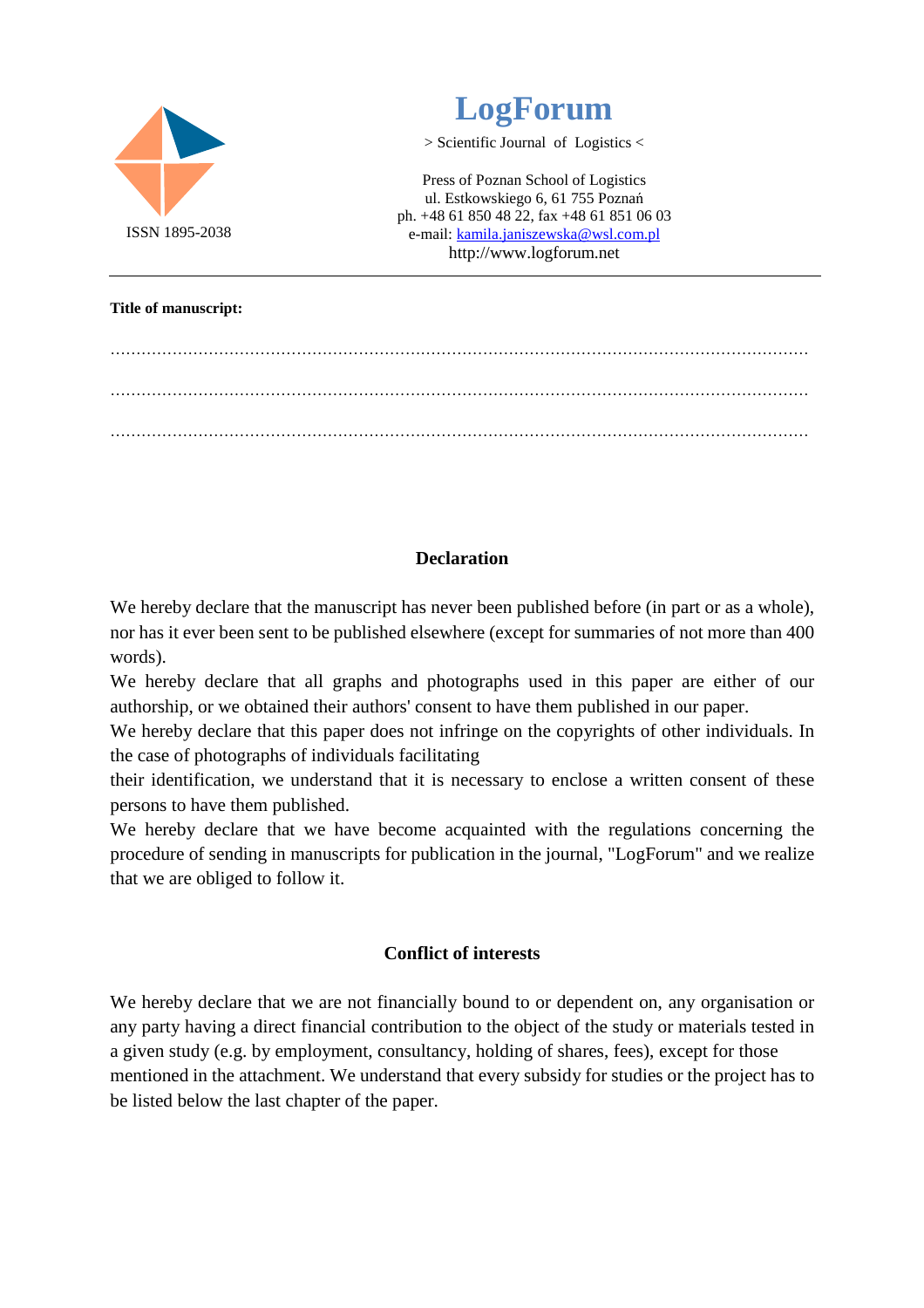# LogForum

> Scientific Journal of Logistics <

Press of Poznan School of Logistics
ul. Estkowskiego 6, 61 755 Poznań
ph. +48 61 850 48 22, fax +48 61 851 06 03
e-mail: kamila.janiszewska@wsl.com.pl
http://www.logforum.net

ISSN 1895-2038

---

**Title of manuscript:**

……………………………………………………………………………………………………………………

……………………………………………………………………………………………………………………

……………………………………………………………………………………………………………………

## Declaration

We hereby declare that the manuscript has never been published before (in part or as a whole), nor has it ever been sent to be published elsewhere (except for summaries of not more than 400 words).

We hereby declare that all graphs and photographs used in this paper are either of our authorship, or we obtained their authors' consent to have them published in our paper.

We hereby declare that this paper does not infringe on the copyrights of other individuals. In the case of photographs of individuals facilitating
their identification, we understand that it is necessary to enclose a written consent of these persons to have them published.

We hereby declare that we have become acquainted with the regulations concerning the procedure of sending in manuscripts for publication in the journal, "LogForum" and we realize that we are obliged to follow it.

## Conflict of interests

We hereby declare that we are not financially bound to or dependent on, any organisation or any party having a direct financial contribution to the object of the study or materials tested in a given study (e.g. by employment, consultancy, holding of shares, fees), except for those mentioned in the attachment. We understand that every subsidy for studies or the project has to be listed below the last chapter of the paper.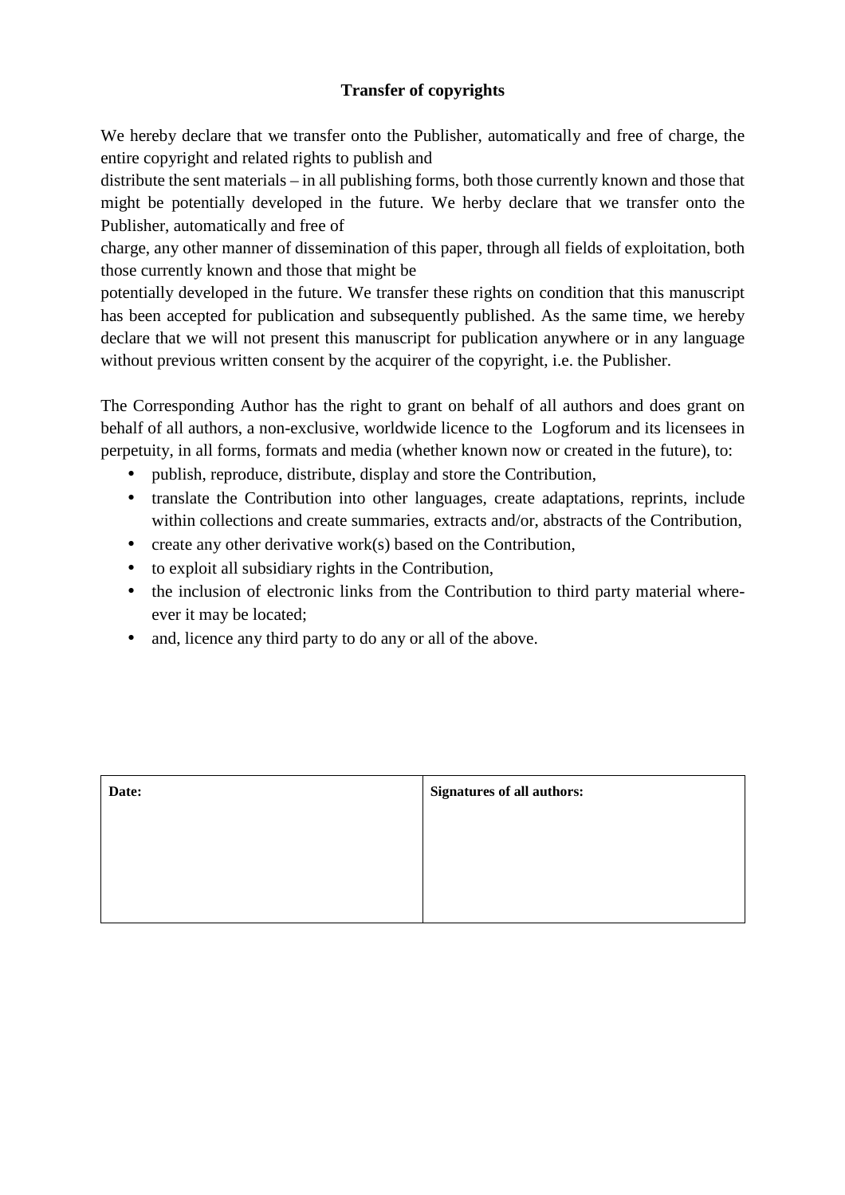## Transfer of copyrights

We hereby declare that we transfer onto the Publisher, automatically and free of charge, the entire copyright and related rights to publish and distribute the sent materials – in all publishing forms, both those currently known and those that might be potentially developed in the future. We herby declare that we transfer onto the Publisher, automatically and free of charge, any other manner of dissemination of this paper, through all fields of exploitation, both those currently known and those that might be potentially developed in the future. We transfer these rights on condition that this manuscript has been accepted for publication and subsequently published. As the same time, we hereby declare that we will not present this manuscript for publication anywhere or in any language without previous written consent by the acquirer of the copyright, i.e. the Publisher.

The Corresponding Author has the right to grant on behalf of all authors and does grant on behalf of all authors, a non-exclusive, worldwide licence to the Logforum and its licensees in perpetuity, in all forms, formats and media (whether known now or created in the future), to:

- publish, reproduce, distribute, display and store the Contribution,
- translate the Contribution into other languages, create adaptations, reprints, include within collections and create summaries, extracts and/or, abstracts of the Contribution,
- create any other derivative work(s) based on the Contribution,
- to exploit all subsidiary rights in the Contribution,
- the inclusion of electronic links from the Contribution to third party material where-ever it may be located;
- and, licence any third party to do any or all of the above.

| **Date:** | **Signatures of all authors:** |
|---|---|
| | |